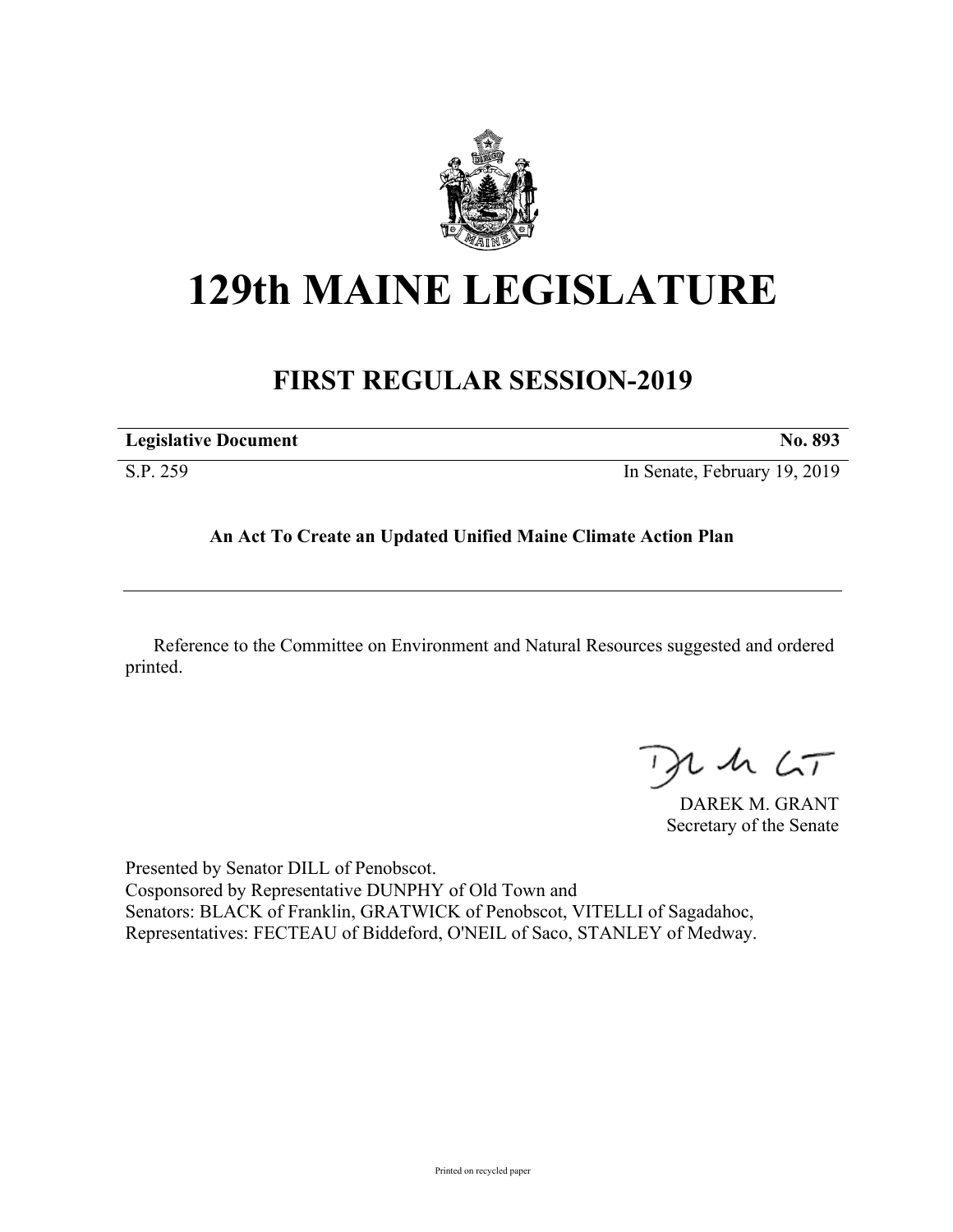# 129th MAINE LEGISLATURE

## FIRST REGULAR SESSION-2019

| **Legislative Document** | **No. 893** |
|---|---|
| S.P. 259 | In Senate, February 19, 2019 |

**An Act To Create an Updated Unified Maine Climate Action Plan**

Reference to the Committee on Environment and Natural Resources suggested and ordered printed.

DAREK M. GRANT
Secretary of the Senate

Presented by Senator DILL of Penobscot.
Cosponsored by Representative DUNPHY of Old Town and
Senators: BLACK of Franklin, GRATWICK of Penobscot, VITELLI of Sagadahoc,
Representatives: FECTEAU of Biddeford, O'NEIL of Saco, STANLEY of Medway.

Printed on recycled paper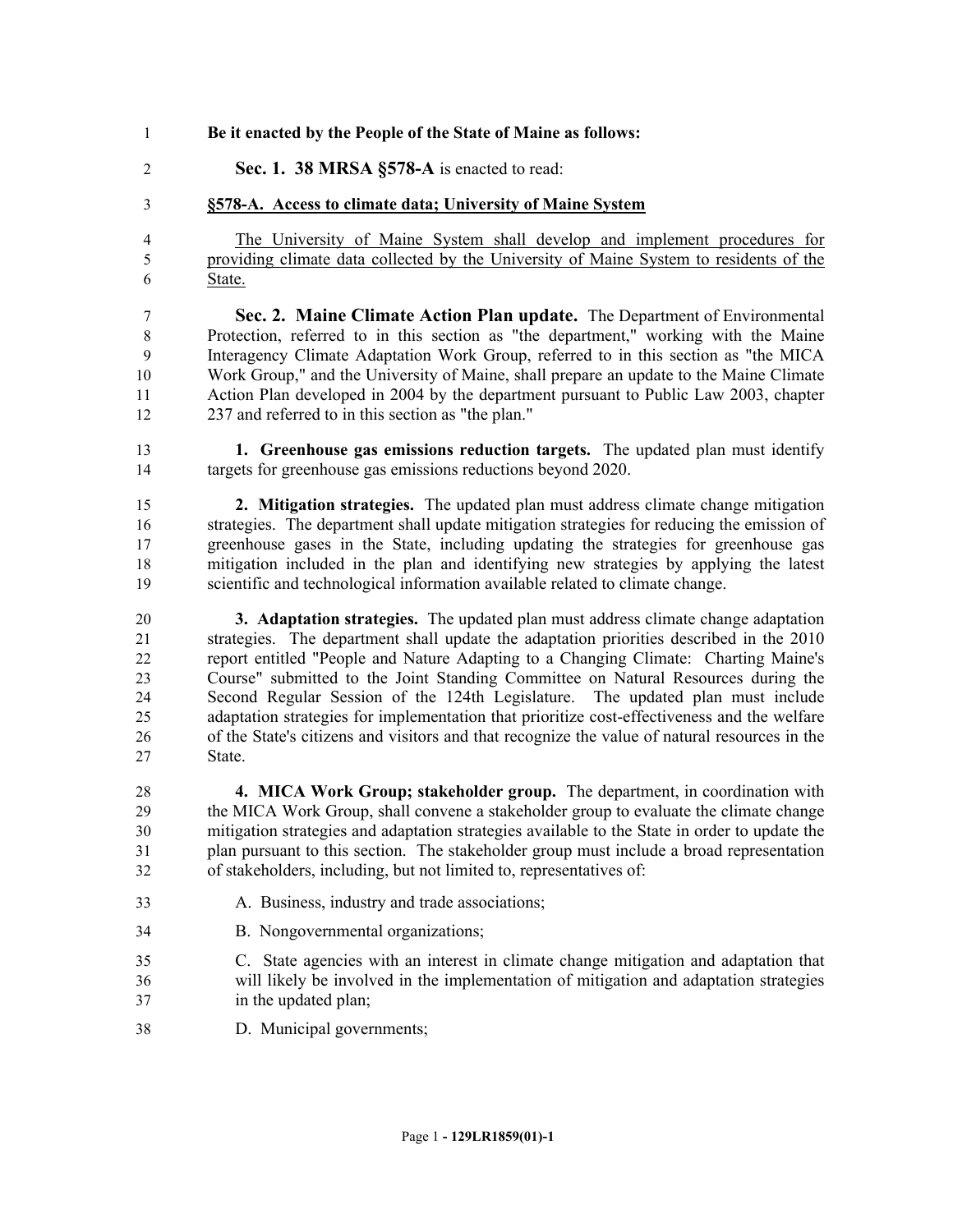**Be it enacted by the People of the State of Maine as follows:**

**Sec. 1. 38 MRSA §578-A** is enacted to read:

**§578-A. Access to climate data; University of Maine System**

The University of Maine System shall develop and implement procedures for providing climate data collected by the University of Maine System to residents of the State.

**Sec. 2. Maine Climate Action Plan update.** The Department of Environmental Protection, referred to in this section as "the department," working with the Maine Interagency Climate Adaptation Work Group, referred to in this section as "the MICA Work Group," and the University of Maine, shall prepare an update to the Maine Climate Action Plan developed in 2004 by the department pursuant to Public Law 2003, chapter 237 and referred to in this section as "the plan."

**1. Greenhouse gas emissions reduction targets.** The updated plan must identify targets for greenhouse gas emissions reductions beyond 2020.

**2. Mitigation strategies.** The updated plan must address climate change mitigation strategies. The department shall update mitigation strategies for reducing the emission of greenhouse gases in the State, including updating the strategies for greenhouse gas mitigation included in the plan and identifying new strategies by applying the latest scientific and technological information available related to climate change.

**3. Adaptation strategies.** The updated plan must address climate change adaptation strategies. The department shall update the adaptation priorities described in the 2010 report entitled "People and Nature Adapting to a Changing Climate: Charting Maine's Course" submitted to the Joint Standing Committee on Natural Resources during the Second Regular Session of the 124th Legislature. The updated plan must include adaptation strategies for implementation that prioritize cost-effectiveness and the welfare of the State's citizens and visitors and that recognize the value of natural resources in the State.

**4. MICA Work Group; stakeholder group.** The department, in coordination with the MICA Work Group, shall convene a stakeholder group to evaluate the climate change mitigation strategies and adaptation strategies available to the State in order to update the plan pursuant to this section. The stakeholder group must include a broad representation of stakeholders, including, but not limited to, representatives of:

A. Business, industry and trade associations;

B. Nongovernmental organizations;

C. State agencies with an interest in climate change mitigation and adaptation that will likely be involved in the implementation of mitigation and adaptation strategies in the updated plan;

D. Municipal governments;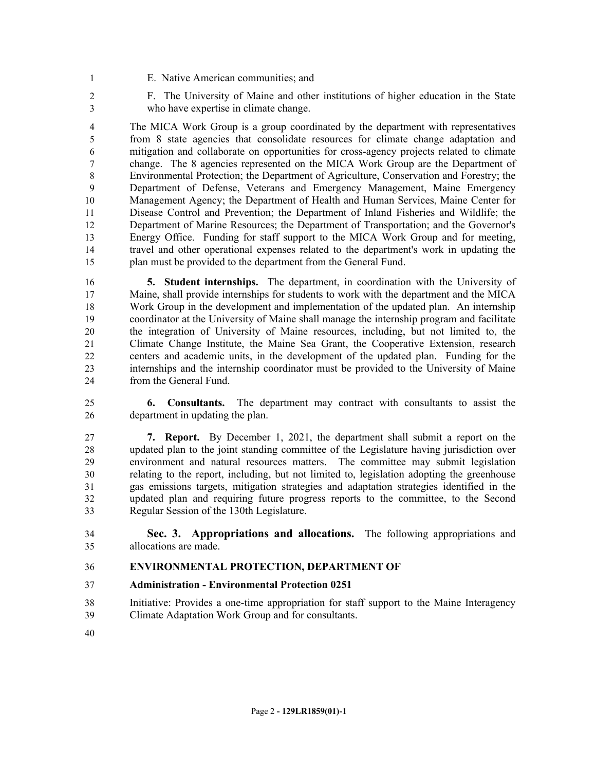E. Native American communities; and

F. The University of Maine and other institutions of higher education in the State who have expertise in climate change.

The MICA Work Group is a group coordinated by the department with representatives from 8 state agencies that consolidate resources for climate change adaptation and mitigation and collaborate on opportunities for cross-agency projects related to climate change. The 8 agencies represented on the MICA Work Group are the Department of Environmental Protection; the Department of Agriculture, Conservation and Forestry; the Department of Defense, Veterans and Emergency Management, Maine Emergency Management Agency; the Department of Health and Human Services, Maine Center for Disease Control and Prevention; the Department of Inland Fisheries and Wildlife; the Department of Marine Resources; the Department of Transportation; and the Governor's Energy Office. Funding for staff support to the MICA Work Group and for meeting, travel and other operational expenses related to the department's work in updating the plan must be provided to the department from the General Fund.

**5. Student internships.** The department, in coordination with the University of Maine, shall provide internships for students to work with the department and the MICA Work Group in the development and implementation of the updated plan. An internship coordinator at the University of Maine shall manage the internship program and facilitate the integration of University of Maine resources, including, but not limited to, the Climate Change Institute, the Maine Sea Grant, the Cooperative Extension, research centers and academic units, in the development of the updated plan. Funding for the internships and the internship coordinator must be provided to the University of Maine from the General Fund.

**6. Consultants.** The department may contract with consultants to assist the department in updating the plan.

**7. Report.** By December 1, 2021, the department shall submit a report on the updated plan to the joint standing committee of the Legislature having jurisdiction over environment and natural resources matters. The committee may submit legislation relating to the report, including, but not limited to, legislation adopting the greenhouse gas emissions targets, mitigation strategies and adaptation strategies identified in the updated plan and requiring future progress reports to the committee, to the Second Regular Session of the 130th Legislature.

**Sec. 3. Appropriations and allocations.** The following appropriations and allocations are made.

**ENVIRONMENTAL PROTECTION, DEPARTMENT OF**

**Administration - Environmental Protection 0251**

Initiative: Provides a one-time appropriation for staff support to the Maine Interagency Climate Adaptation Work Group and for consultants.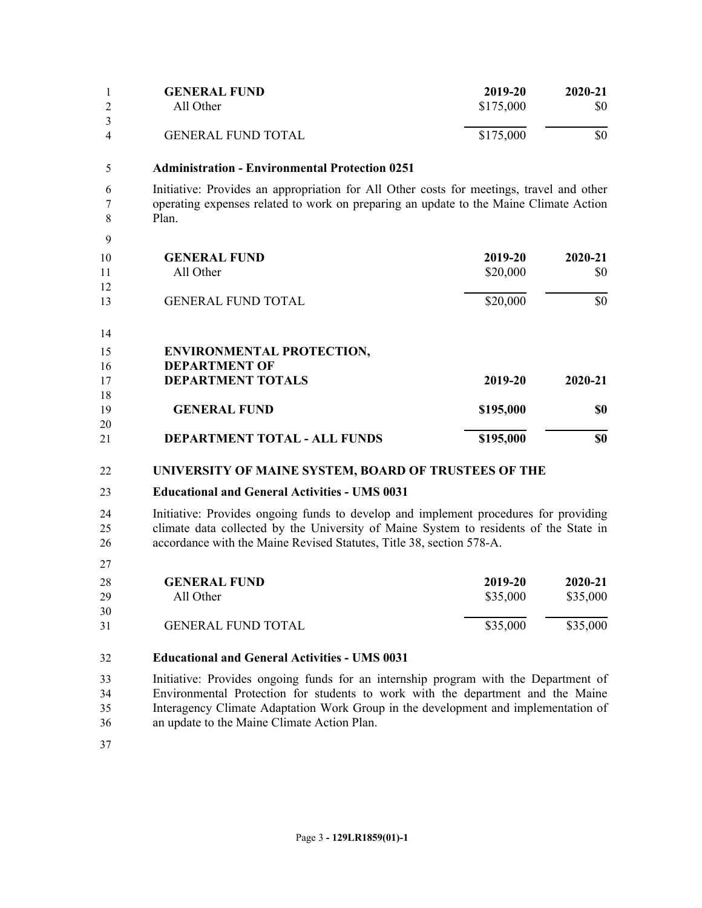| GENERAL FUND | 2019-20 | 2020-21 |
|---|---|---|
| All Other | $175,000 | $0 |
| GENERAL FUND TOTAL | $175,000 | $0 |

**Administration - Environmental Protection 0251**

Initiative: Provides an appropriation for All Other costs for meetings, travel and other operating expenses related to work on preparing an update to the Maine Climate Action Plan.

| GENERAL FUND | 2019-20 | 2020-21 |
|---|---|---|
| All Other | $20,000 | $0 |
| GENERAL FUND TOTAL | $20,000 | $0 |

| ENVIRONMENTAL PROTECTION, DEPARTMENT OF DEPARTMENT TOTALS | 2019-20 | 2020-21 |
|---|---|---|
| **GENERAL FUND** | **$195,000** | **$0** |
| **DEPARTMENT TOTAL - ALL FUNDS** | **$195,000** | **$0** |

**UNIVERSITY OF MAINE SYSTEM, BOARD OF TRUSTEES OF THE**

**Educational and General Activities - UMS 0031**

Initiative: Provides ongoing funds to develop and implement procedures for providing climate data collected by the University of Maine System to residents of the State in accordance with the Maine Revised Statutes, Title 38, section 578-A.

| GENERAL FUND | 2019-20 | 2020-21 |
|---|---|---|
| All Other | $35,000 | $35,000 |
| GENERAL FUND TOTAL | $35,000 | $35,000 |

**Educational and General Activities - UMS 0031**

Initiative: Provides ongoing funds for an internship program with the Department of Environmental Protection for students to work with the department and the Maine Interagency Climate Adaptation Work Group in the development and implementation of an update to the Maine Climate Action Plan.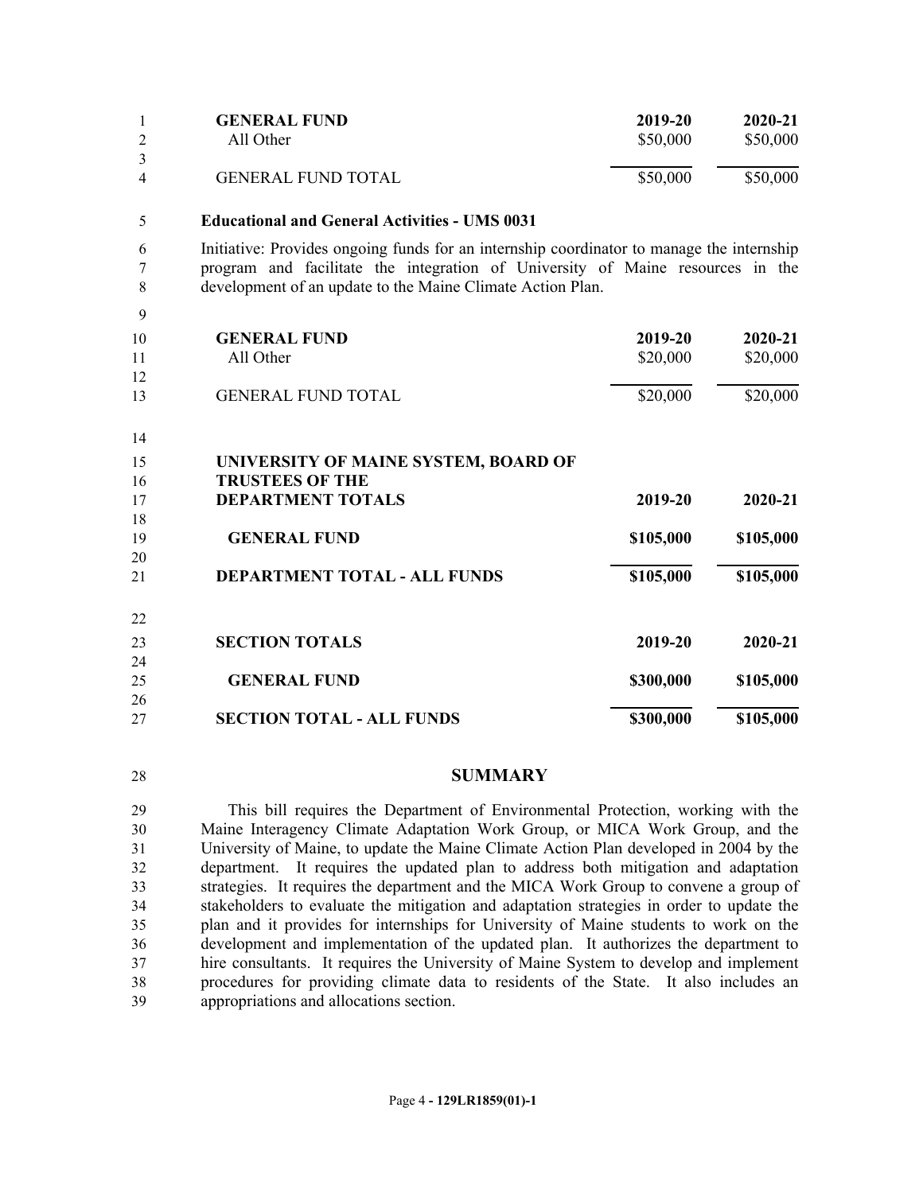| GENERAL FUND | 2019-20 | 2020-21 |
|---|---|---|
| All Other | $50,000 | $50,000 |
| GENERAL FUND TOTAL | $50,000 | $50,000 |

**Educational and General Activities - UMS 0031**

Initiative: Provides ongoing funds for an internship coordinator to manage the internship program and facilitate the integration of University of Maine resources in the development of an update to the Maine Climate Action Plan.

| GENERAL FUND | 2019-20 | 2020-21 |
|---|---|---|
| All Other | $20,000 | $20,000 |
| GENERAL FUND TOTAL | $20,000 | $20,000 |

| UNIVERSITY OF MAINE SYSTEM, BOARD OF TRUSTEES OF THE DEPARTMENT TOTALS | 2019-20 | 2020-21 |
|---|---|---|
| **GENERAL FUND** | **$105,000** | **$105,000** |
| **DEPARTMENT TOTAL - ALL FUNDS** | **$105,000** | **$105,000** |

| SECTION TOTALS | 2019-20 | 2020-21 |
|---|---|---|
| **GENERAL FUND** | **$300,000** | **$105,000** |
| **SECTION TOTAL - ALL FUNDS** | **$300,000** | **$105,000** |

## SUMMARY

This bill requires the Department of Environmental Protection, working with the Maine Interagency Climate Adaptation Work Group, or MICA Work Group, and the University of Maine, to update the Maine Climate Action Plan developed in 2004 by the department. It requires the updated plan to address both mitigation and adaptation strategies. It requires the department and the MICA Work Group to convene a group of stakeholders to evaluate the mitigation and adaptation strategies in order to update the plan and it provides for internships for University of Maine students to work on the development and implementation of the updated plan. It authorizes the department to hire consultants. It requires the University of Maine System to develop and implement procedures for providing climate data to residents of the State. It also includes an appropriations and allocations section.